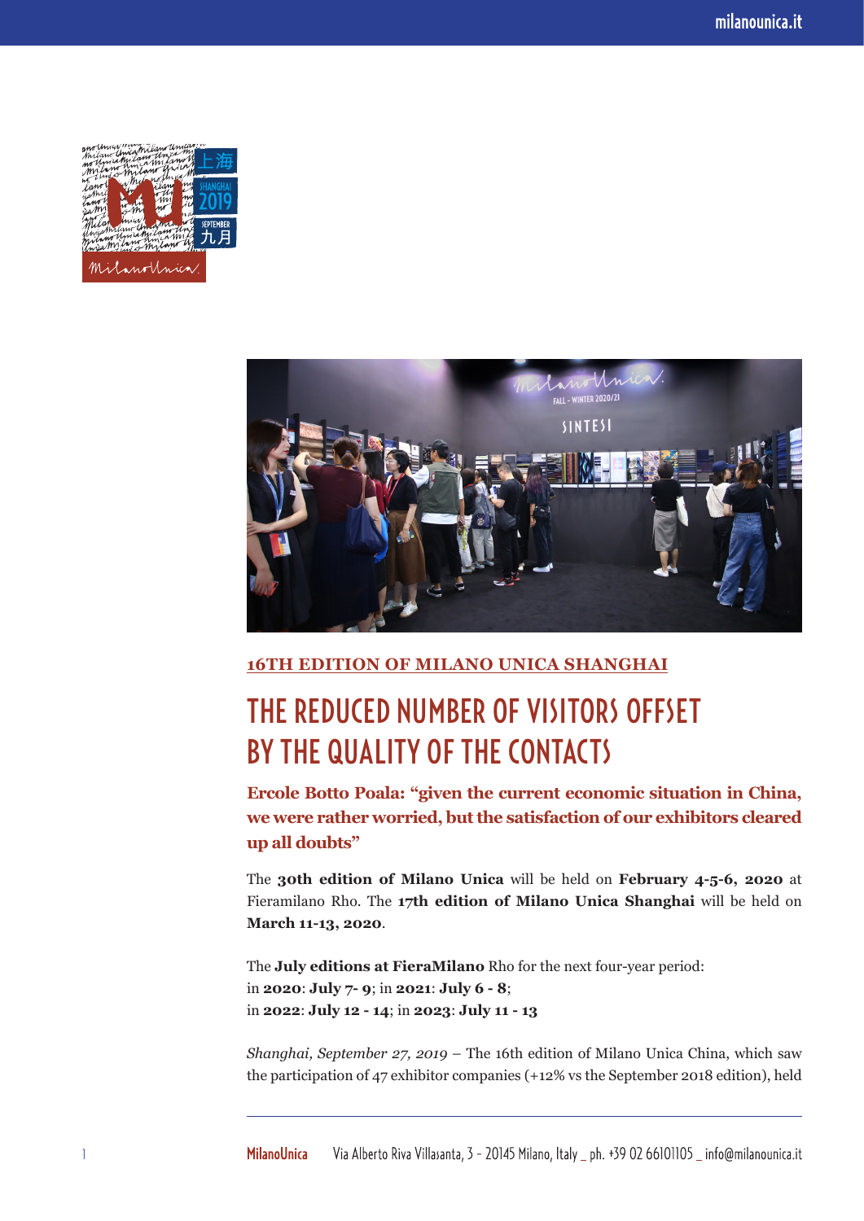16TH EDITION OF MILANO UNICA SHANGHAI

# THE REDUCED NUMBER OF VISITORS OFFSET BY THE QUALITY OF THE CONTACTS

**Ercole Botto Poala: "given the current economic situation in China, we were rather worried, but the satisfaction of our exhibitors cleared up all doubts"**

The **30th edition of Milano Unica** will be held on **February 4-5-6, 2020** at Fieramilano Rho. The **17th edition of Milano Unica Shanghai** will be held on **March 11-13, 2020**.

The **July editions at FieraMilano** Rho for the next four-year period:
in **2020**: **July 7- 9**; in **2021**: **July 6 - 8**;
in **2022**: **July 12 - 14**; in **2023**: **July 11 - 13**

*Shanghai, September 27, 2019* – The 16th edition of Milano Unica China, which saw the participation of 47 exhibitor companies (+12% vs the September 2018 edition), held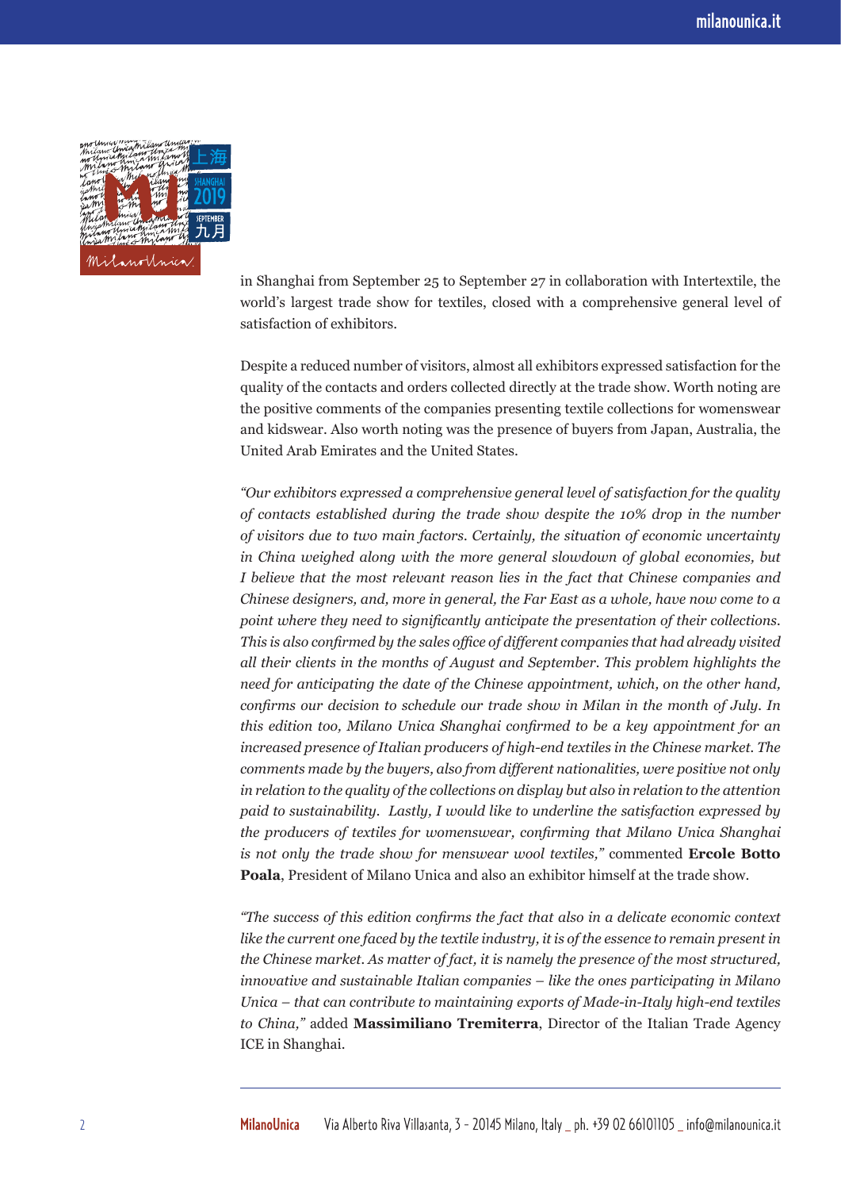in Shanghai from September 25 to September 27 in collaboration with Intertextile, the world's largest trade show for textiles, closed with a comprehensive general level of satisfaction of exhibitors.

Despite a reduced number of visitors, almost all exhibitors expressed satisfaction for the quality of the contacts and orders collected directly at the trade show. Worth noting are the positive comments of the companies presenting textile collections for womenswear and kidswear. Also worth noting was the presence of buyers from Japan, Australia, the United Arab Emirates and the United States.

*"Our exhibitors expressed a comprehensive general level of satisfaction for the quality of contacts established during the trade show despite the 10% drop in the number of visitors due to two main factors. Certainly, the situation of economic uncertainty in China weighed along with the more general slowdown of global economies, but I believe that the most relevant reason lies in the fact that Chinese companies and Chinese designers, and, more in general, the Far East as a whole, have now come to a point where they need to significantly anticipate the presentation of their collections. This is also confirmed by the sales office of different companies that had already visited all their clients in the months of August and September. This problem highlights the need for anticipating the date of the Chinese appointment, which, on the other hand, confirms our decision to schedule our trade show in Milan in the month of July. In this edition too, Milano Unica Shanghai confirmed to be a key appointment for an increased presence of Italian producers of high-end textiles in the Chinese market. The comments made by the buyers, also from different nationalities, were positive not only in relation to the quality of the collections on display but also in relation to the attention paid to sustainability. Lastly, I would like to underline the satisfaction expressed by the producers of textiles for womenswear, confirming that Milano Unica Shanghai is not only the trade show for menswear wool textiles,"* commented **Ercole Botto Poala**, President of Milano Unica and also an exhibitor himself at the trade show.

*"The success of this edition confirms the fact that also in a delicate economic context like the current one faced by the textile industry, it is of the essence to remain present in the Chinese market. As matter of fact, it is namely the presence of the most structured, innovative and sustainable Italian companies – like the ones participating in Milano Unica – that can contribute to maintaining exports of Made-in-Italy high-end textiles to China,"* added **Massimiliano Tremiterra**, Director of the Italian Trade Agency ICE in Shanghai.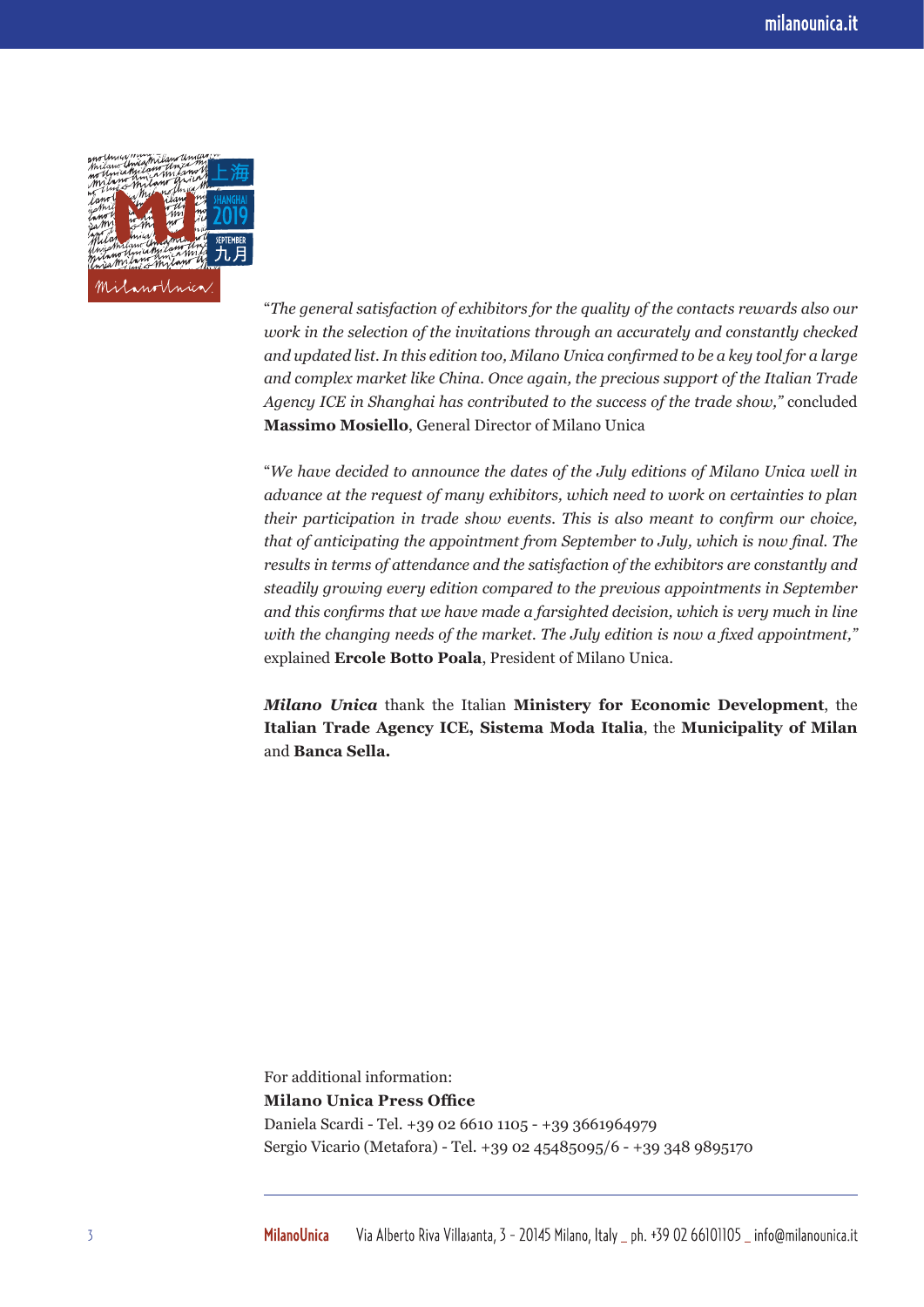"*The general satisfaction of exhibitors for the quality of the contacts rewards also our work in the selection of the invitations through an accurately and constantly checked and updated list. In this edition too, Milano Unica confirmed to be a key tool for a large and complex market like China. Once again, the precious support of the Italian Trade Agency ICE in Shanghai has contributed to the success of the trade show,"* concluded **Massimo Mosiello**, General Director of Milano Unica

"*We have decided to announce the dates of the July editions of Milano Unica well in advance at the request of many exhibitors, which need to work on certainties to plan their participation in trade show events. This is also meant to confirm our choice, that of anticipating the appointment from September to July, which is now final. The results in terms of attendance and the satisfaction of the exhibitors are constantly and steadily growing every edition compared to the previous appointments in September and this confirms that we have made a farsighted decision, which is very much in line with the changing needs of the market. The July edition is now a fixed appointment,"* explained **Ercole Botto Poala**, President of Milano Unica.

***Milano Unica*** thank the Italian **Ministery for Economic Development**, the **Italian Trade Agency ICE, Sistema Moda Italia**, the **Municipality of Milan** and **Banca Sella.**

For additional information:
**Milano Unica Press Office**
Daniela Scardi - Tel. +39 02 6610 1105 - +39 3661964979
Sergio Vicario (Metafora) - Tel. +39 02 45485095/6 - +39 348 9895170